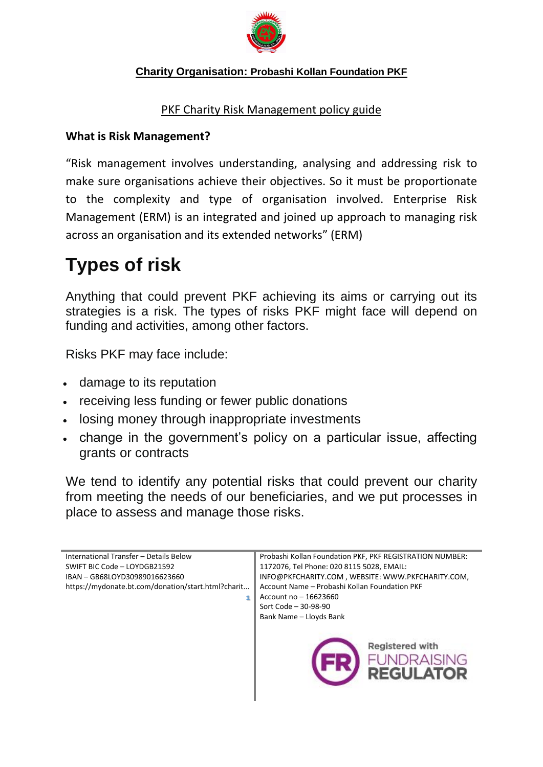**Charity Organisation: Probashi Kollan Foundation PKF**

PKF Charity Risk Management policy guide

**What is Risk Management?**

"Risk management involves understanding, analysing and addressing risk to make sure organisations achieve their objectives. So it must be proportionate to the complexity and type of organisation involved. Enterprise Risk Management (ERM) is an integrated and joined up approach to managing risk across an organisation and its extended networks" (ERM)

# Types of risk

Anything that could prevent PKF achieving its aims or carrying out its strategies is a risk. The types of risks PKF might face will depend on funding and activities, among other factors.

Risks PKF may face include:

- damage to its reputation
- receiving less funding or fewer public donations
- losing money through inappropriate investments
- change in the government's policy on a particular issue, affecting grants or contracts

We tend to identify any potential risks that could prevent our charity from meeting the needs of our beneficiaries, and we put processes in place to assess and manage those risks.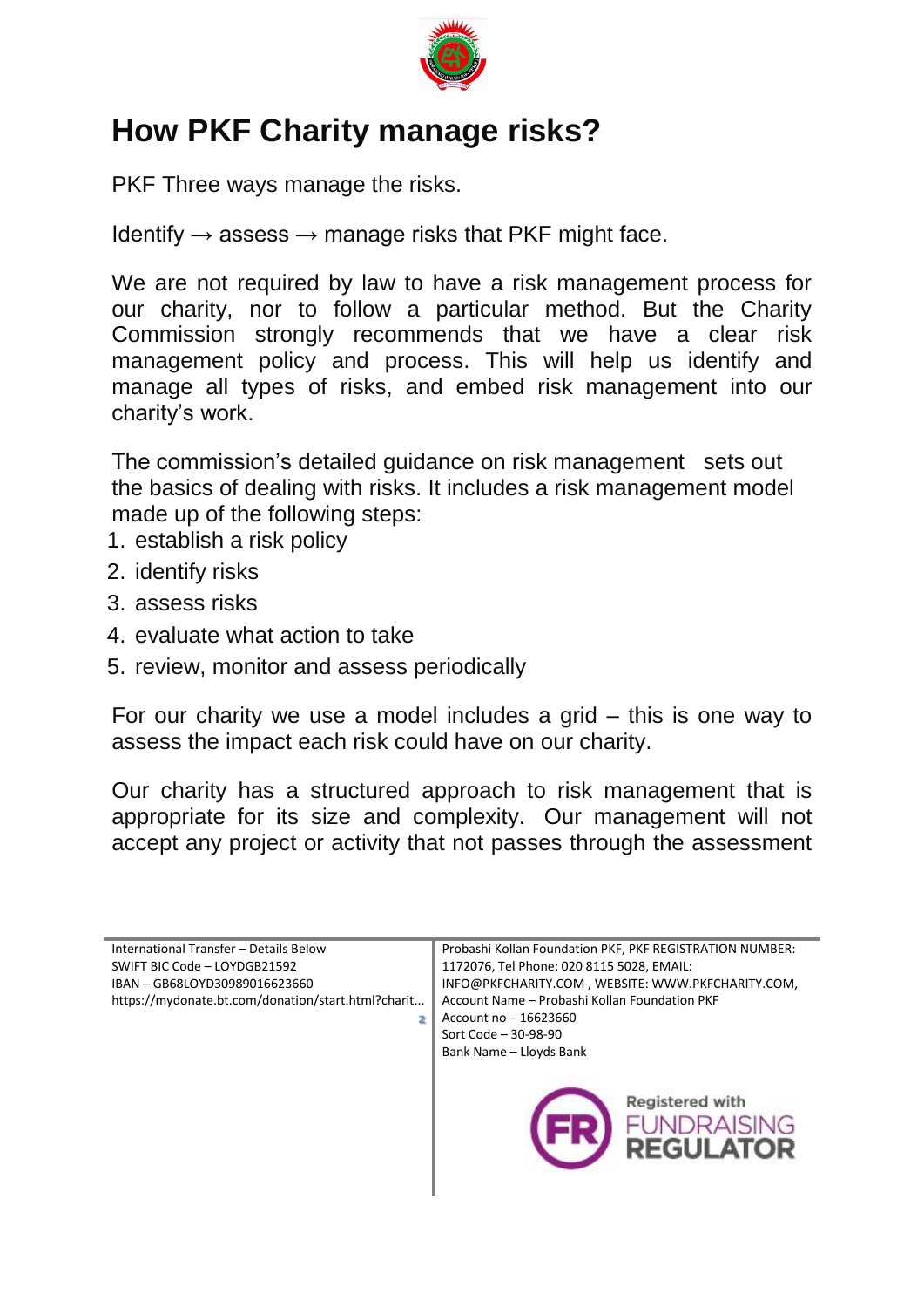# How PKF Charity manage risks?

PKF Three ways manage the risks.

Identify → assess → manage risks that PKF might face.

We are not required by law to have a risk management process for our charity, nor to follow a particular method. But the Charity Commission strongly recommends that we have a clear risk management policy and process. This will help us identify and manage all types of risks, and embed risk management into our charity's work.

The commission's detailed guidance on risk management sets out the basics of dealing with risks. It includes a risk management model made up of the following steps:

1. establish a risk policy
2. identify risks
3. assess risks
4. evaluate what action to take
5. review, monitor and assess periodically

For our charity we use a model includes a grid – this is one way to assess the impact each risk could have on our charity.

Our charity has a structured approach to risk management that is appropriate for its size and complexity. Our management will not accept any project or activity that not passes through the assessment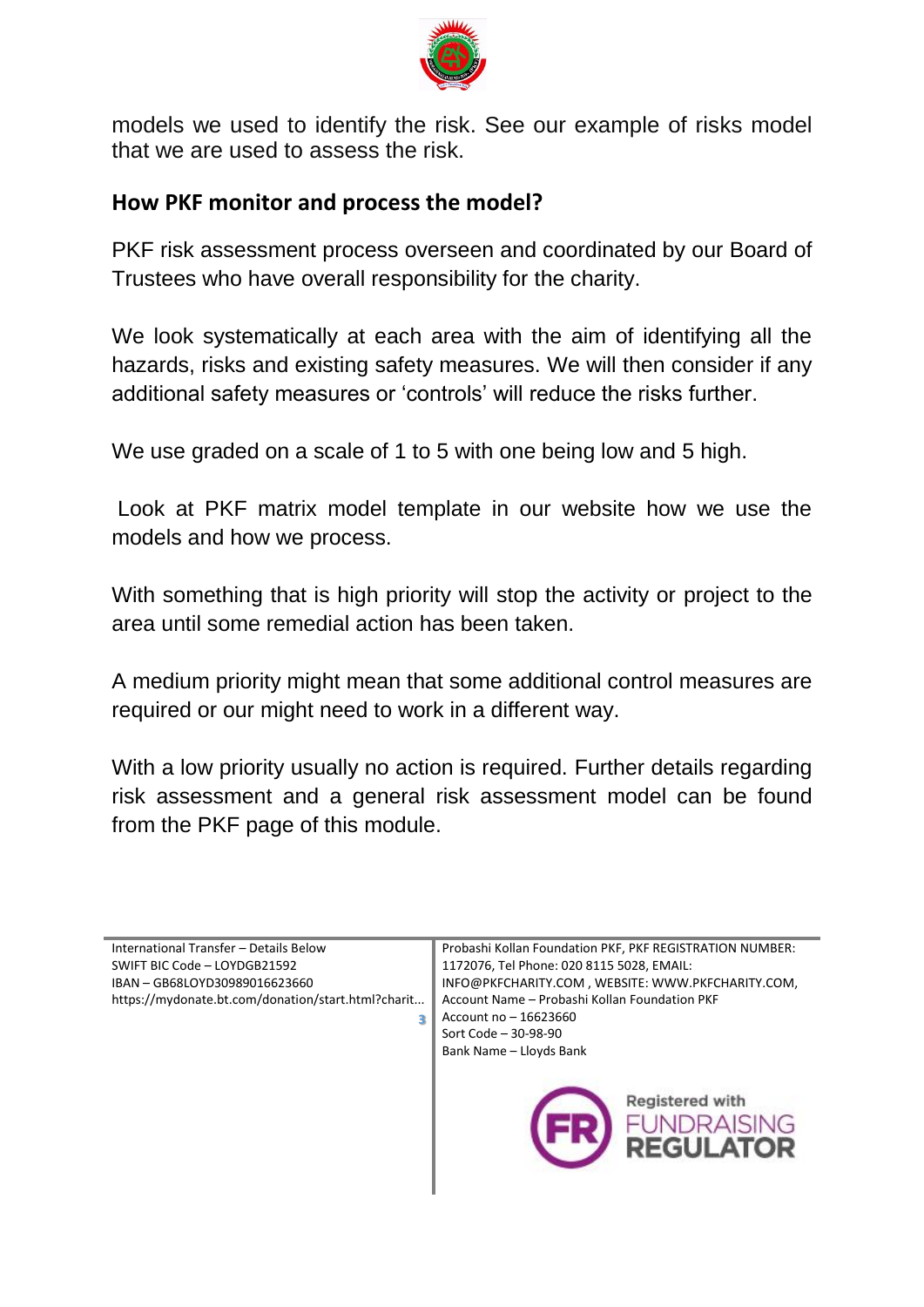models we used to identify the risk. See our example of risks model that we are used to assess the risk.

## How PKF monitor and process the model?

PKF risk assessment process overseen and coordinated by our Board of Trustees who have overall responsibility for the charity.

We look systematically at each area with the aim of identifying all the hazards, risks and existing safety measures. We will then consider if any additional safety measures or 'controls' will reduce the risks further.

We use graded on a scale of 1 to 5 with one being low and 5 high.

Look at PKF matrix model template in our website how we use the models and how we process.

With something that is high priority will stop the activity or project to the area until some remedial action has been taken.

A medium priority might mean that some additional control measures are required or our might need to work in a different way.

With a low priority usually no action is required. Further details regarding risk assessment and a general risk assessment model can be found from the PKF page of this module.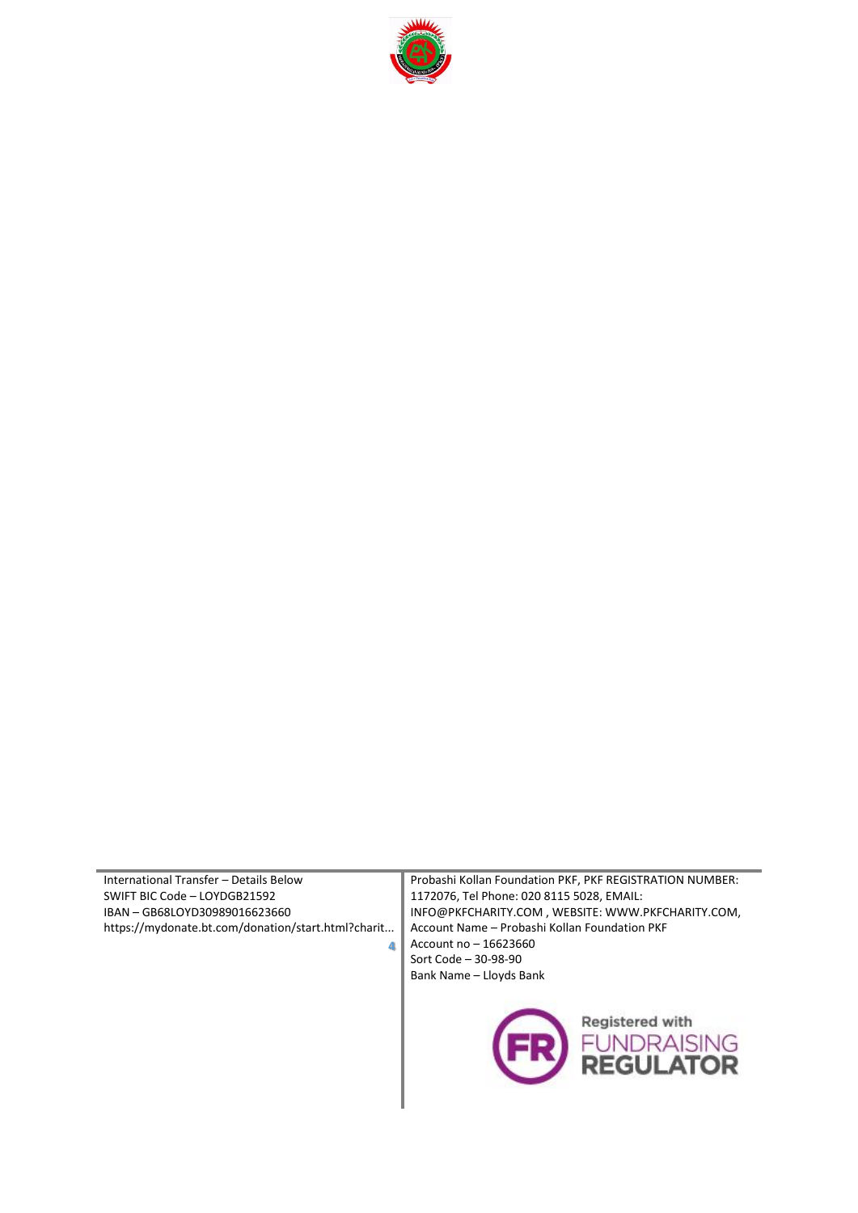International Transfer – Details Below
SWIFT BIC Code – LOYDGB21592
IBAN – GB68LOYD30989016623660
https://mydonate.bt.com/donation/start.html?charit...

Probashi Kollan Foundation PKF, PKF REGISTRATION NUMBER: 1172076, Tel Phone: 020 8115 5028, EMAIL: INFO@PKFCHARITY.COM , WEBSITE: WWW.PKFCHARITY.COM,
Account Name – Probashi Kollan Foundation PKF
Account no – 16623660
Sort Code – 30-98-90
Bank Name – Lloyds Bank

Registered with FUNDRAISING REGULATOR